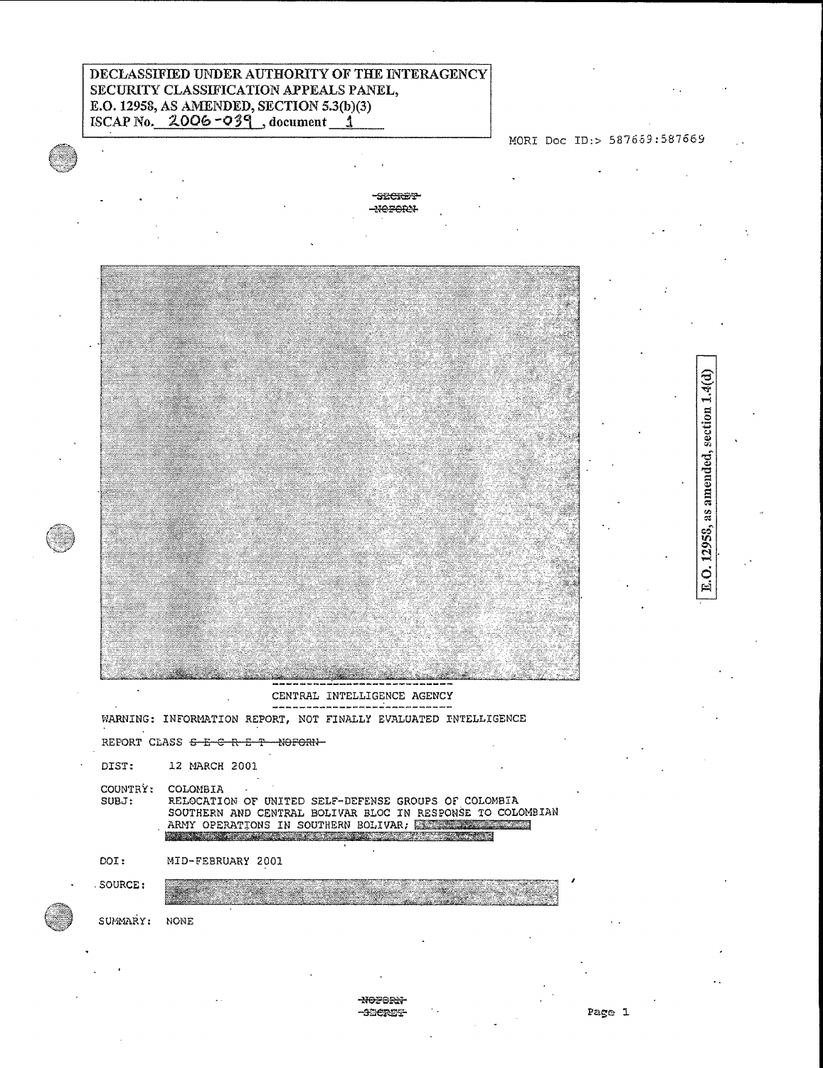DECLASSIFIED UNDER AUTHORITY OF THE INTERAGENCY SECURITY CLASSIFICATION APPEALS PANEL, E.O. 12958, AS AMENDED, SECTION 5.3(b)(3)
ISCAP No. 2006-039, document 1

MORI Doc ID:> 587669:587669

~~SECRET~~
~~NOFORN~~

E.O. 12958, as amended, section 1.4(d)

CENTRAL INTELLIGENCE AGENCY

WARNING: INFORMATION REPORT, NOT FINALLY EVALUATED INTELLIGENCE

REPORT CLASS ~~S-E-C-R-E-T NOFORN~~

DIST: 12 MARCH 2001

COUNTRY: COLOMBIA

SUBJ: RELOCATION OF UNITED SELF-DEFENSE GROUPS OF COLOMBIA SOUTHERN AND CENTRAL BOLIVAR BLOC IN RESPONSE TO COLOMBIAN ARMY OPERATIONS IN SOUTHERN BOLIVAR; [REDACTED]

DOI: MID-FEBRUARY 2001

SOURCE: [REDACTED]

SUMMARY: NONE

~~NOFORN~~
~~SECRET~~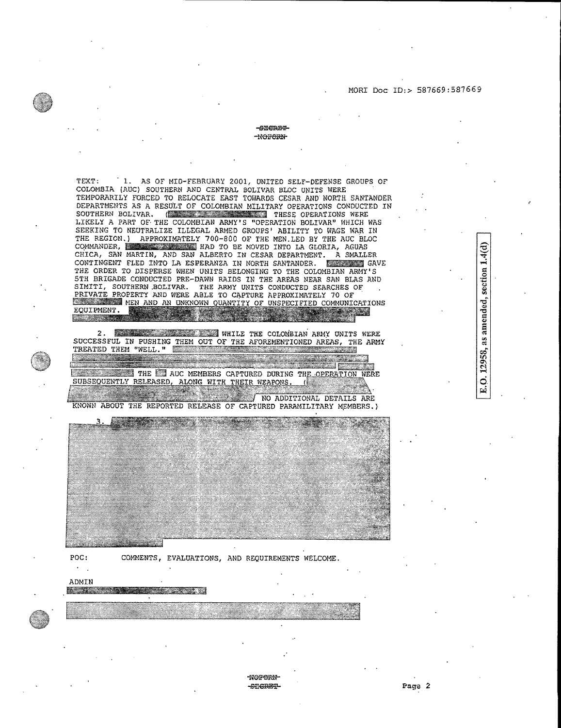MORI Doc ID:> 587669:587669

~~SECRET~~
~~NOFORN~~

TEXT: 1. AS OF MID-FEBRUARY 2001, UNITED SELF-DEFENSE GROUPS OF COLOMBIA (AUC) SOUTHERN AND CENTRAL BOLIVAR BLOC UNITS WERE TEMPORARILY FORCED TO RELOCATE EAST TOWARDS CESAR AND NORTH SANTANDER DEPARTMENTS AS A RESULT OF COLOMBIAN MILITARY OPERATIONS CONDUCTED IN SOUTHERN BOLIVAR. ( THESE OPERATIONS WERE LIKELY A PART OF THE COLOMBIAN ARMY'S "OPERATION BOLIVAR" WHICH WAS SEEKING TO NEUTRALIZE ILLEGAL ARMED GROUPS' ABILITY TO WAGE WAR IN THE REGION.) APPROXIMATELY 700-800 OF THE MEN LED BY THE AUC BLOC COMMANDER, HAD TO BE MOVED INTO LA GLORIA, AGUAS CHICA, SAN MARTIN, AND SAN ALBERTO IN CESAR DEPARTMENT. A SMALLER CONTINGENT FLED INTO LA ESPERANZA IN NORTH SANTANDER. GAVE THE ORDER TO DISPERSE WHEN UNITS BELONGING TO THE COLOMBIAN ARMY'S 5TH BRIGADE CONDUCTED PRE-DAWN RAIDS IN THE AREAS NEAR SAN BLAS AND SIMITI, SOUTHERN BOLIVAR. THE ARMY UNITS CONDUCTED SEARCHES OF PRIVATE PROPERTY AND WERE ABLE TO CAPTURE APPROXIMATELY 70 OF MEN AND AN UNKNOWN QUANTITY OF UNSPECIFIED COMMUNICATIONS EQUIPMENT.

2. WHILE THE COLOMBIAN ARMY UNITS WERE SUCCESSFUL IN PUSHING THEM OUT OF THE AFOREMENTIONED AREAS, THE ARMY TREATED THEM "WELL." THE AUC MEMBERS CAPTURED DURING THE OPERATION WERE SUBSEQUENTLY RELEASED, ALONG WITH THEIR WEAPONS. ( NO ADDITIONAL DETAILS ARE KNOWN ABOUT THE REPORTED RELEASE OF CAPTURED PARAMILITARY MEMBERS.)

3.

POC: COMMENTS, EVALUATIONS, AND REQUIREMENTS WELCOME.

ADMIN

E.O. 12958, as amended, section 1.4(d)

~~NOFORN~~
~~SECRET~~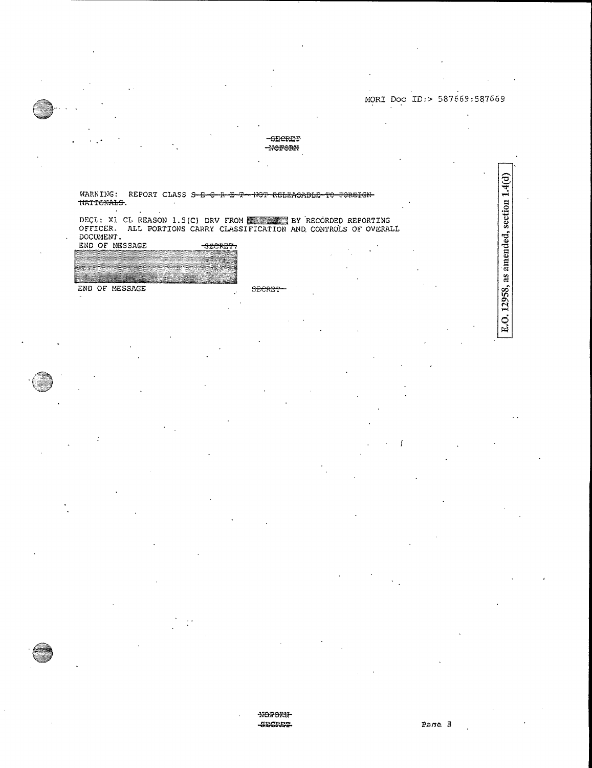MORI Doc ID:> 587669:587669

~~SECRET~~
~~NOFORN~~

WARNING: REPORT CLASS ~~S E C R E T NOT RELEASABLE TO FOREIGN NATIONALS~~.

DECL: X1 CL REASON 1.5(C) DRV FROM [redacted] BY RECORDED REPORTING OFFICER. ALL PORTIONS CARRY CLASSIFICATION AND CONTROLS OF OVERALL DOCUMENT.

END OF MESSAGE ~~SECRET.~~

[redacted]

END OF MESSAGE ~~SECRET~~

E.O. 12958, as amended, section 1.4(d)

~~NOFORN~~
~~SECRET~~